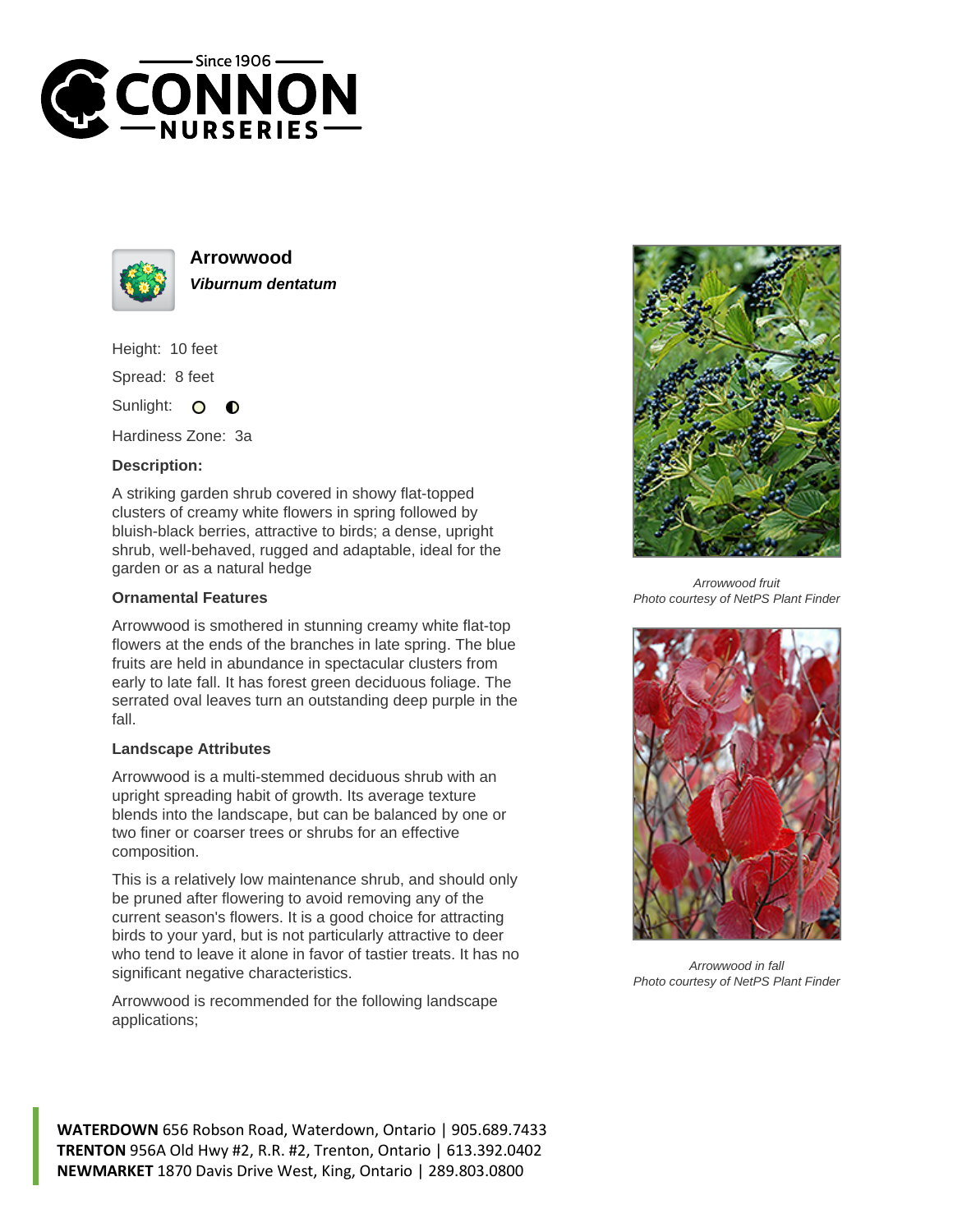# Arrowwood

***Viburnum dentatum***

Height: 10 feet

Spread: 8 feet

Sunlight:

Hardiness Zone: 3a

**Description:**

A striking garden shrub covered in showy flat-topped clusters of creamy white flowers in spring followed by bluish-black berries, attractive to birds; a dense, upright shrub, well-behaved, rugged and adaptable, ideal for the garden or as a natural hedge

### Ornamental Features

Arrowwood is smothered in stunning creamy white flat-top flowers at the ends of the branches in late spring. The blue fruits are held in abundance in spectacular clusters from early to late fall. It has forest green deciduous foliage. The serrated oval leaves turn an outstanding deep purple in the fall.

### Landscape Attributes

Arrowwood is a multi-stemmed deciduous shrub with an upright spreading habit of growth. Its average texture blends into the landscape, but can be balanced by one or two finer or coarser trees or shrubs for an effective composition.

This is a relatively low maintenance shrub, and should only be pruned after flowering to avoid removing any of the current season's flowers. It is a good choice for attracting birds to your yard, but is not particularly attractive to deer who tend to leave it alone in favor of tastier treats. It has no significant negative characteristics.

Arrowwood is recommended for the following landscape applications;

*Arrowwood fruit*
*Photo courtesy of NetPS Plant Finder*

*Arrowwood in fall*
*Photo courtesy of NetPS Plant Finder*

**WATERDOWN** 656 Robson Road, Waterdown, Ontario | 905.689.7433
**TRENTON** 956A Old Hwy #2, R.R. #2, Trenton, Ontario | 613.392.0402
**NEWMARKET** 1870 Davis Drive West, King, Ontario | 289.803.0800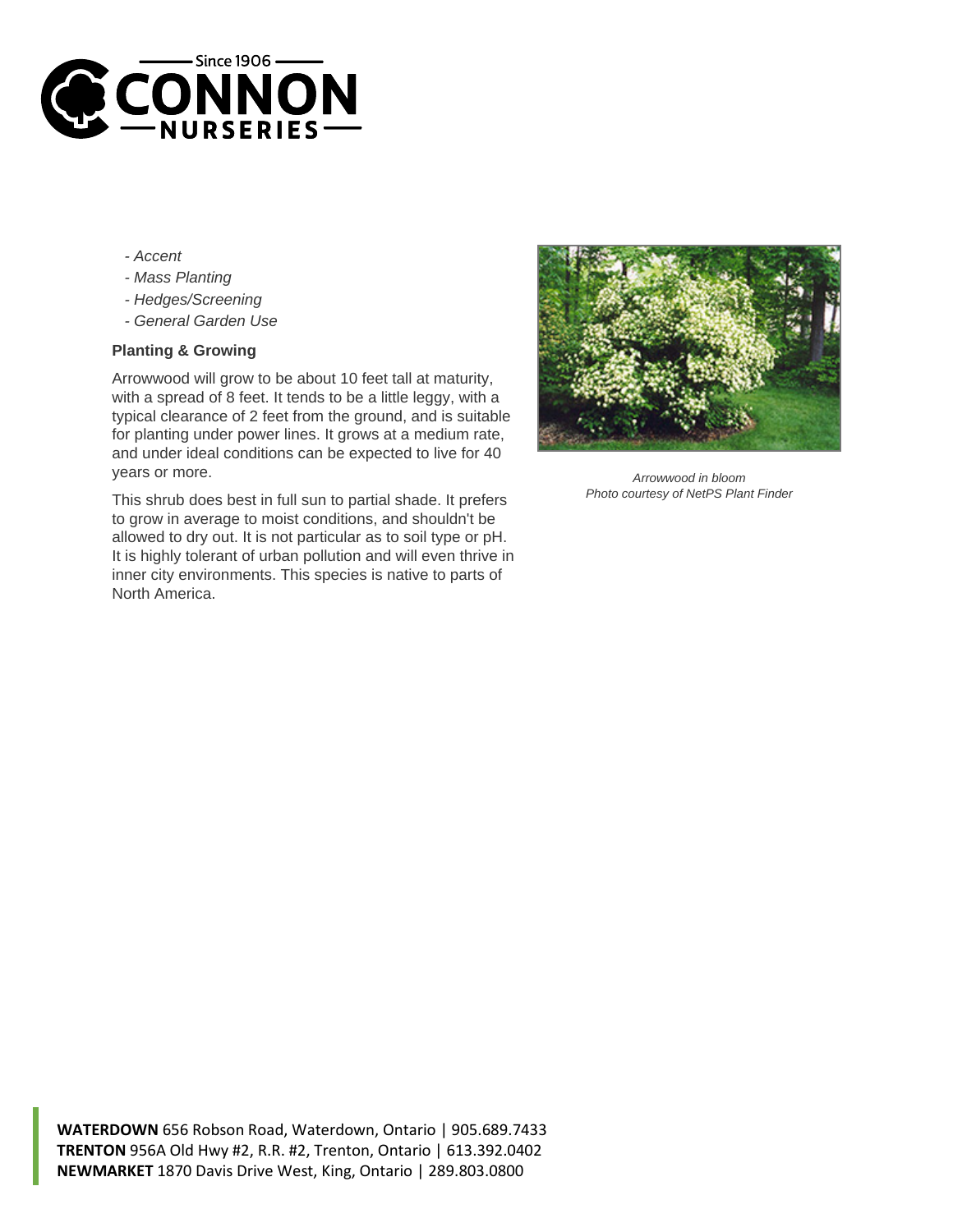- *Accent*
- *Mass Planting*
- *Hedges/Screening*
- *General Garden Use*

**Planting & Growing**

Arrowwood will grow to be about 10 feet tall at maturity, with a spread of 8 feet. It tends to be a little leggy, with a typical clearance of 2 feet from the ground, and is suitable for planting under power lines. It grows at a medium rate, and under ideal conditions can be expected to live for 40 years or more.

This shrub does best in full sun to partial shade. It prefers to grow in average to moist conditions, and shouldn't be allowed to dry out. It is not particular as to soil type or pH. It is highly tolerant of urban pollution and will even thrive in inner city environments. This species is native to parts of North America.

*Arrowwood in bloom*
*Photo courtesy of NetPS Plant Finder*

**WATERDOWN** 656 Robson Road, Waterdown, Ontario | 905.689.7433
**TRENTON** 956A Old Hwy #2, R.R. #2, Trenton, Ontario | 613.392.0402
**NEWMARKET** 1870 Davis Drive West, King, Ontario | 289.803.0800